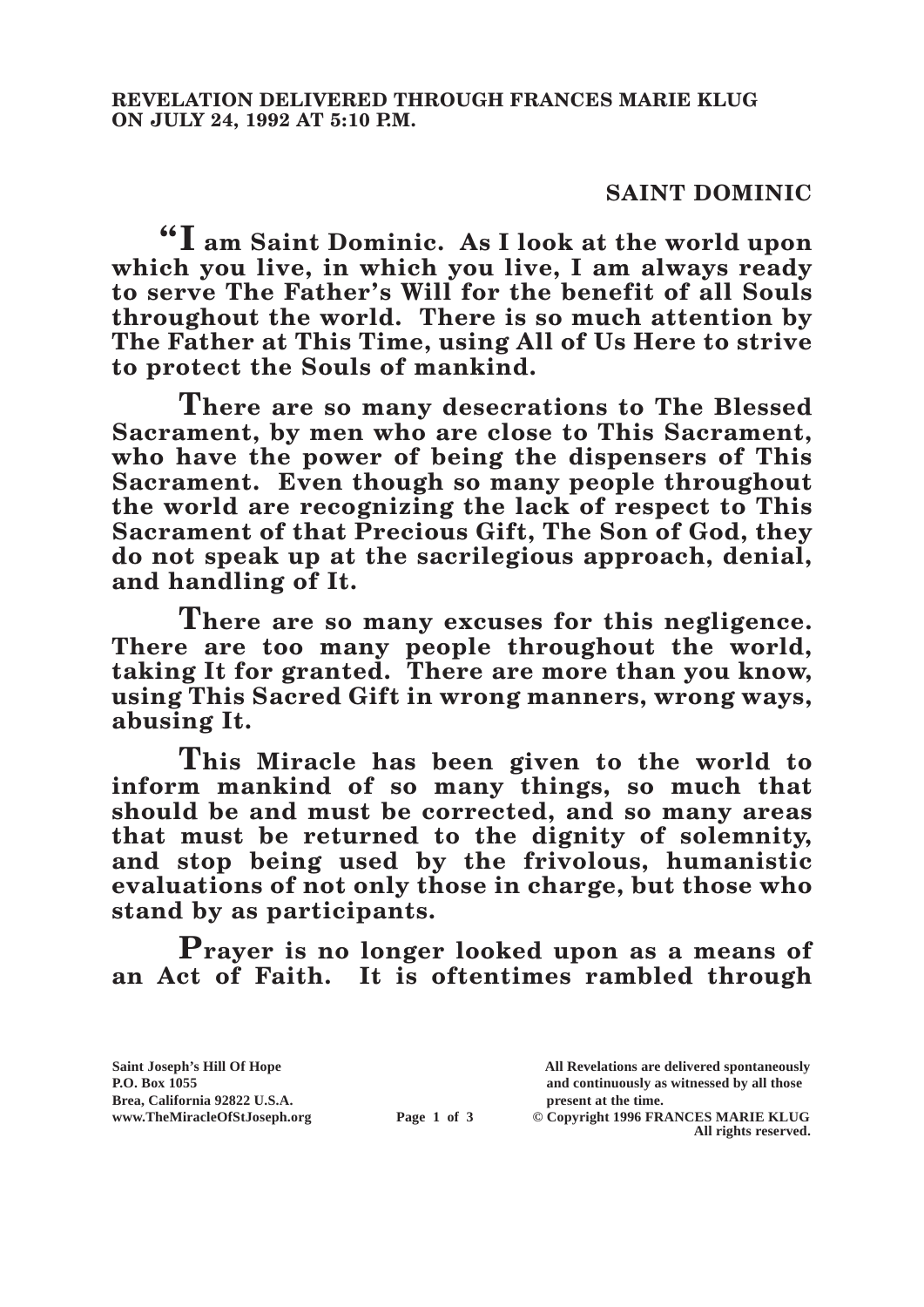**REVELATION DELIVERED THROUGH FRANCES MARIE KLUG ON JULY 24, 1992 AT 5:10 P.M.**

## SAINT DOMINIC

**"I am Saint Dominic. As I look at the world upon which you live, in which you live, I am always ready to serve The Father's Will for the benefit of all Souls throughout the world. There is so much attention by The Father at This Time, using All of Us Here to strive to protect the Souls of mankind.**

**There are so many desecrations to The Blessed Sacrament, by men who are close to This Sacrament, who have the power of being the dispensers of This Sacrament. Even though so many people throughout the world are recognizing the lack of respect to This Sacrament of that Precious Gift, The Son of God, they do not speak up at the sacrilegious approach, denial, and handling of It.**

**There are so many excuses for this negligence. There are too many people throughout the world, taking It for granted. There are more than you know, using This Sacred Gift in wrong manners, wrong ways, abusing It.**

**This Miracle has been given to the world to inform mankind of so many things, so much that should be and must be corrected, and so many areas that must be returned to the dignity of solemnity, and stop being used by the frivolous, humanistic evaluations of not only those in charge, but those who stand by as participants.**

**Prayer is no longer looked upon as a means of an Act of Faith. It is oftentimes rambled through**

Saint Joseph's Hill Of Hope
P.O. Box 1055
Brea, California 92822 U.S.A.
www.TheMiracleOfStJoseph.org

All Revelations are delivered spontaneously and continuously as witnessed by all those present at the time.
© Copyright 1996 FRANCES MARIE KLUG
All rights reserved.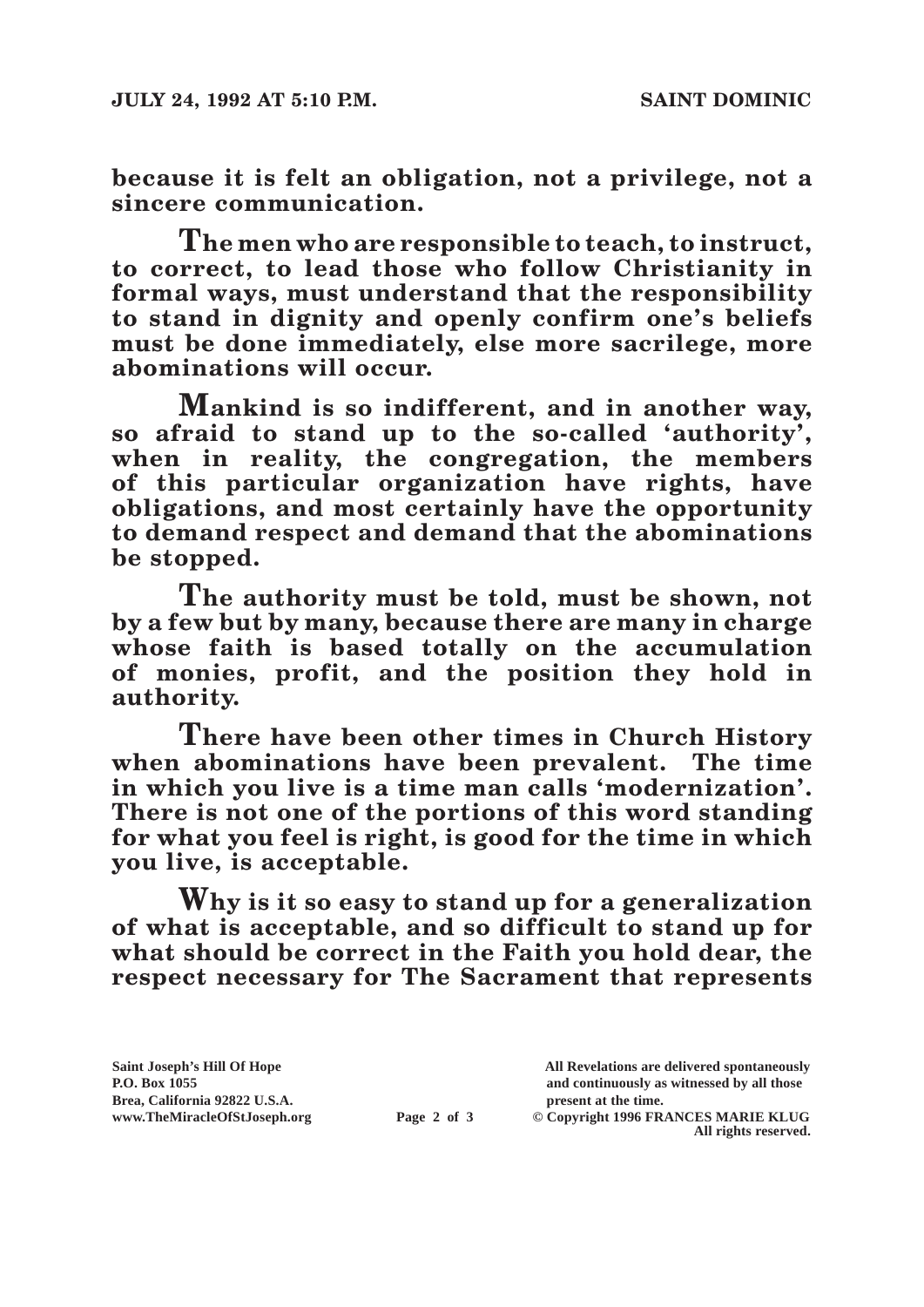**because it is felt an obligation, not a privilege, not a sincere communication.**

**The men who are responsible to teach, to instruct, to correct, to lead those who follow Christianity in formal ways, must understand that the responsibility to stand in dignity and openly confirm one's beliefs must be done immediately, else more sacrilege, more abominations will occur.**

**Mankind is so indifferent, and in another way, so afraid to stand up to the so-called 'authority', when in reality, the congregation, the members of this particular organization have rights, have obligations, and most certainly have the opportunity to demand respect and demand that the abominations be stopped.**

**The authority must be told, must be shown, not by a few but by many, because there are many in charge whose faith is based totally on the accumulation of monies, profit, and the position they hold in authority.**

**There have been other times in Church History when abominations have been prevalent. The time in which you live is a time man calls 'modernization'. There is not one of the portions of this word standing for what you feel is right, is good for the time in which you live, is acceptable.**

**Why is it so easy to stand up for a generalization of what is acceptable, and so difficult to stand up for what should be correct in the Faith you hold dear, the respect necessary for The Sacrament that represents**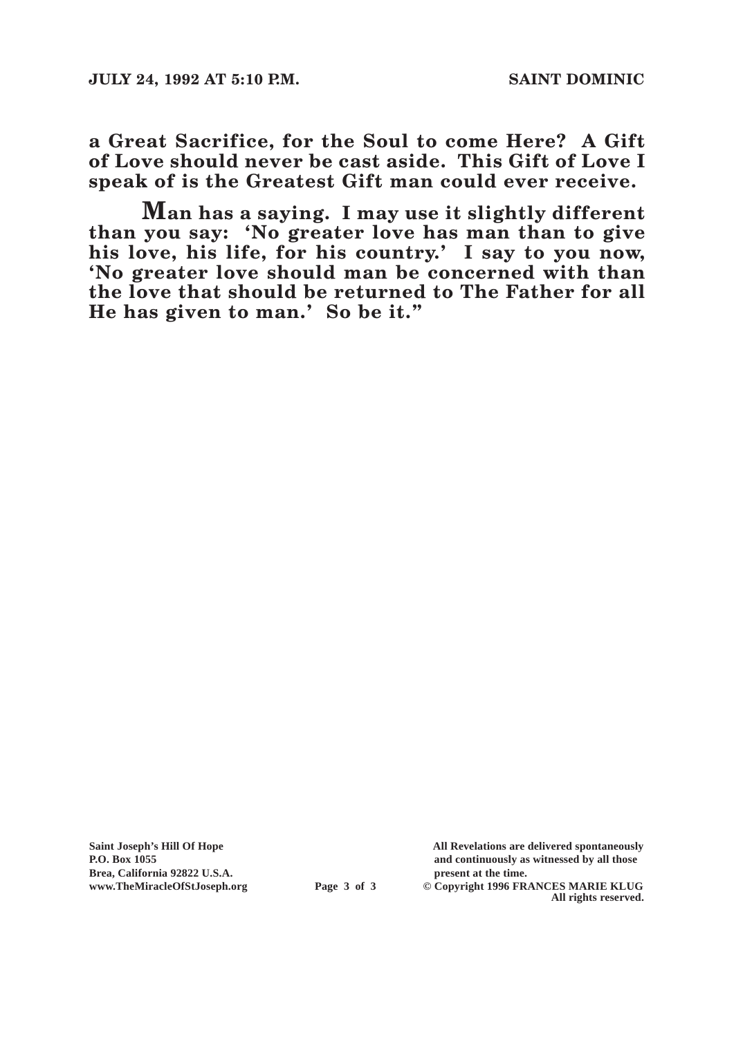**a Great Sacrifice, for the Soul to come Here? A Gift of Love should never be cast aside. This Gift of Love I speak of is the Greatest Gift man could ever receive.**

**Man has a saying. I may use it slightly different than you say: 'No greater love has man than to give his love, his life, for his country.' I say to you now, 'No greater love should man be concerned with than the love that should be returned to The Father for all He has given to man.' So be it."**